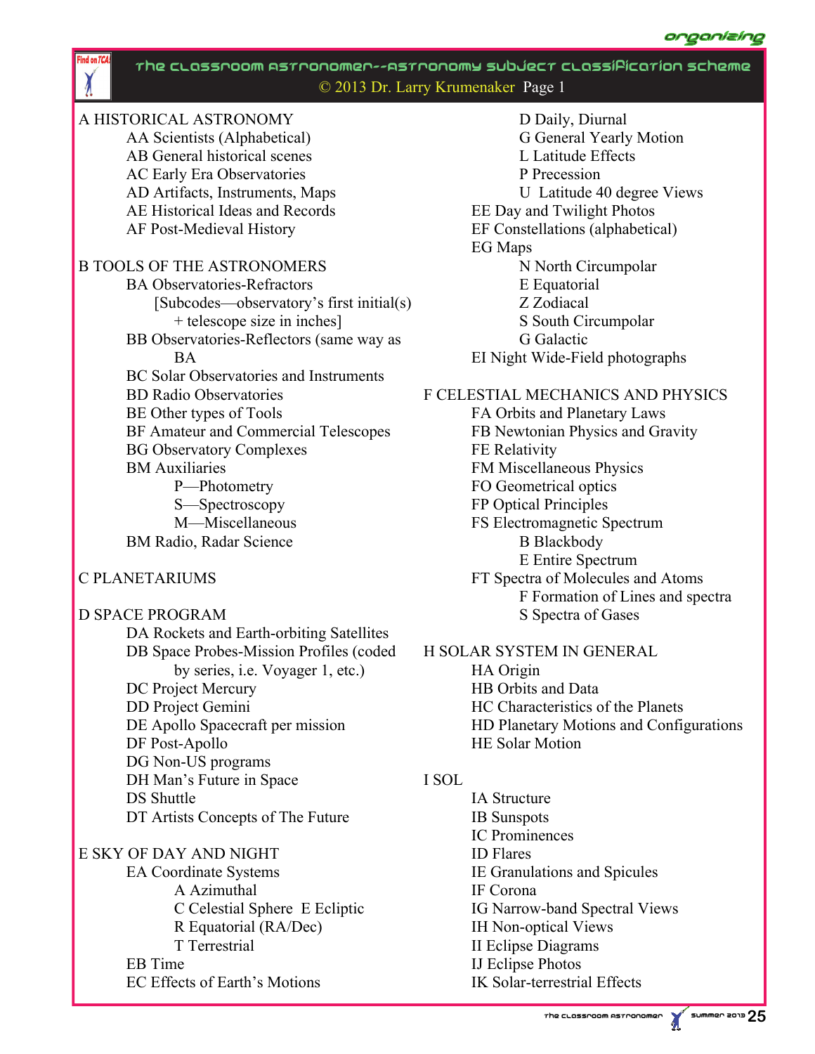# The Classroom Astronomer--Astronomy Subject Classification Scheme

© 2013 Dr. Larry Krumenaker Page 1

A HISTORICAL ASTRONOMY
- AA Scientists (Alphabetical)
- AB General historical scenes
- AC Early Era Observatories
- AD Artifacts, Instruments, Maps
- AE Historical Ideas and Records
- AF Post-Medieval History

B TOOLS OF THE ASTRONOMERS
- BA Observatories-Refractors
  - [Subcodes—observatory's first initial(s) + telescope size in inches]
- BB Observatories-Reflectors (same way as BA
- BC Solar Observatories and Instruments
- BD Radio Observatories
- BE Other types of Tools
- BF Amateur and Commercial Telescopes
- BG Observatory Complexes
- BM Auxiliaries
  - P—Photometry
  - S—Spectroscopy
  - M—Miscellaneous
- BM Radio, Radar Science

C PLANETARIUMS

D SPACE PROGRAM
- DA Rockets and Earth-orbiting Satellites
- DB Space Probes-Mission Profiles (coded by series, i.e. Voyager 1, etc.)
- DC Project Mercury
- DD Project Gemini
- DE Apollo Spacecraft per mission
- DF Post-Apollo
- DG Non-US programs
- DH Man's Future in Space
- DS Shuttle
- DT Artists Concepts of The Future

E SKY OF DAY AND NIGHT
- EA Coordinate Systems
  - A Azimuthal
  - C Celestial Sphere E Ecliptic
  - R Equatorial (RA/Dec)
  - T Terrestrial
- EB Time
- EC Effects of Earth's Motions
  - D Daily, Diurnal
  - G General Yearly Motion
  - L Latitude Effects
  - P Precession
  - U Latitude 40 degree Views
- EE Day and Twilight Photos
- EF Constellations (alphabetical)
- EG Maps
  - N North Circumpolar
  - E Equatorial
  - Z Zodiacal
  - S South Circumpolar
  - G Galactic
- EI Night Wide-Field photographs

F CELESTIAL MECHANICS AND PHYSICS
- FA Orbits and Planetary Laws
- FB Newtonian Physics and Gravity
- FE Relativity
- FM Miscellaneous Physics
- FO Geometrical optics
- FP Optical Principles
- FS Electromagnetic Spectrum
  - B Blackbody
  - E Entire Spectrum
- FT Spectra of Molecules and Atoms
  - F Formation of Lines and spectra
  - S Spectra of Gases

H SOLAR SYSTEM IN GENERAL
- HA Origin
- HB Orbits and Data
- HC Characteristics of the Planets
- HD Planetary Motions and Configurations
- HE Solar Motion

I SOL
- IA Structure
- IB Sunspots
- IC Prominences
- ID Flares
- IE Granulations and Spicules
- IF Corona
- IG Narrow-band Spectral Views
- IH Non-optical Views
- II Eclipse Diagrams
- IJ Eclipse Photos
- IK Solar-terrestrial Effects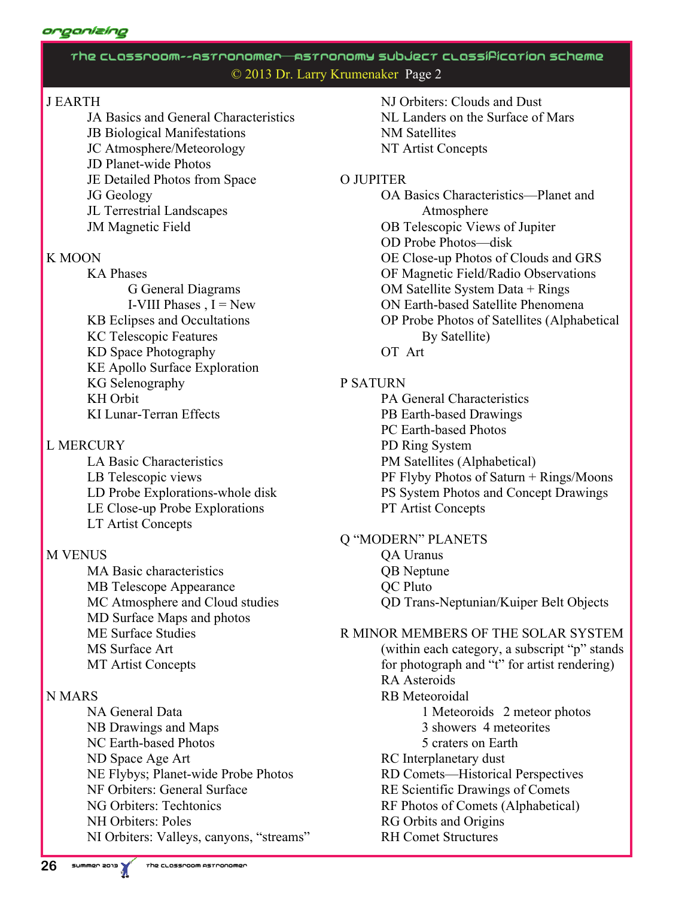## The Classroom--Astronomer—Astronomy Subject Classification Scheme

© 2013 Dr. Larry Krumenaker Page 2

J EARTH
- JA Basics and General Characteristics
- JB Biological Manifestations
- JC Atmosphere/Meteorology
- JD Planet-wide Photos
- JE Detailed Photos from Space
- JG Geology
- JL Terrestrial Landscapes
- JM Magnetic Field

K MOON
- KA Phases
  - G General Diagrams
  - I-VIII Phases , I = New
- KB Eclipses and Occultations
- KC Telescopic Features
- KD Space Photography
- KE Apollo Surface Exploration
- KG Selenography
- KH Orbit
- KI Lunar-Terran Effects

L MERCURY
- LA Basic Characteristics
- LB Telescopic views
- LD Probe Explorations-whole disk
- LE Close-up Probe Explorations
- LT Artist Concepts

M VENUS
- MA Basic characteristics
- MB Telescope Appearance
- MC Atmosphere and Cloud studies
- MD Surface Maps and photos
- ME Surface Studies
- MS Surface Art
- MT Artist Concepts

N MARS
- NA General Data
- NB Drawings and Maps
- NC Earth-based Photos
- ND Space Age Art
- NE Flybys; Planet-wide Probe Photos
- NF Orbiters: General Surface
- NG Orbiters: Techtonics
- NH Orbiters: Poles
- NI Orbiters: Valleys, canyons, "streams"
- NJ Orbiters: Clouds and Dust
- NL Landers on the Surface of Mars
- NM Satellites
- NT Artist Concepts

O JUPITER
- OA Basics Characteristics—Planet and Atmosphere
- OB Telescopic Views of Jupiter
- OD Probe Photos—disk
- OE Close-up Photos of Clouds and GRS
- OF Magnetic Field/Radio Observations
- OM Satellite System Data + Rings
- ON Earth-based Satellite Phenomena
- OP Probe Photos of Satellites (Alphabetical By Satellite)
- OT Art

P SATURN
- PA General Characteristics
- PB Earth-based Drawings
- PC Earth-based Photos
- PD Ring System
- PM Satellites (Alphabetical)
- PF Flyby Photos of Saturn + Rings/Moons
- PS System Photos and Concept Drawings
- PT Artist Concepts

Q "MODERN" PLANETS
- QA Uranus
- QB Neptune
- QC Pluto
- QD Trans-Neptunian/Kuiper Belt Objects

R MINOR MEMBERS OF THE SOLAR SYSTEM
- (within each category, a subscript "p" stands for photograph and "t" for artist rendering)
- RA Asteroids
- RB Meteoroidal
  - 1 Meteoroids 2 meteor photos
  - 3 showers 4 meteorites
  - 5 craters on Earth
- RC Interplanetary dust
- RD Comets—Historical Perspectives
- RE Scientific Drawings of Comets
- RF Photos of Comets (Alphabetical)
- RG Orbits and Origins
- RH Comet Structures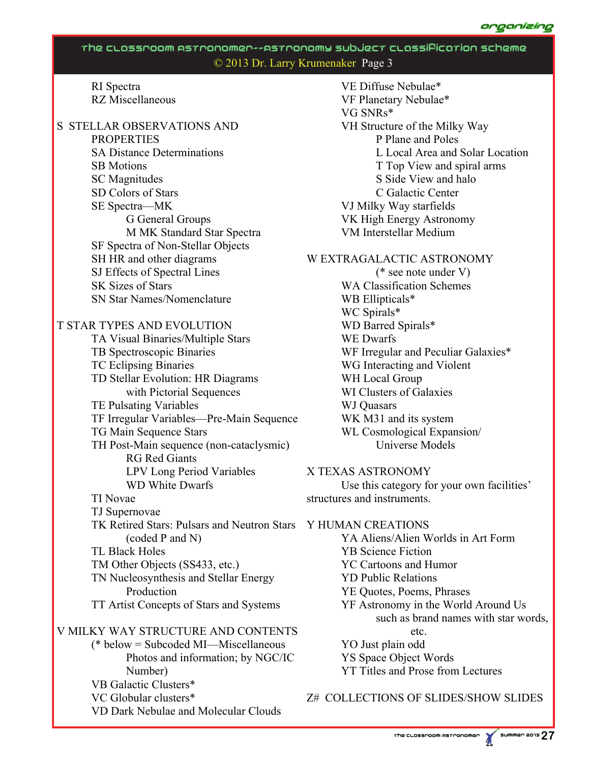## The Classroom Astronomer--Astronomy Subject Classification Scheme

© 2013 Dr. Larry Krumenaker Page 3

- RI Spectra
- RZ Miscellaneous

S STELLAR OBSERVATIONS AND PROPERTIES

- SA Distance Determinations
- SB Motions
- SC Magnitudes
- SD Colors of Stars
- SE Spectra—MK
  - G General Groups
  - M MK Standard Star Spectra
- SF Spectra of Non-Stellar Objects
- SH HR and other diagrams
- SJ Effects of Spectral Lines
- SK Sizes of Stars
- SN Star Names/Nomenclature

T STAR TYPES AND EVOLUTION

- TA Visual Binaries/Multiple Stars
- TB Spectroscopic Binaries
- TC Eclipsing Binaries
- TD Stellar Evolution: HR Diagrams with Pictorial Sequences
- TE Pulsating Variables
- TF Irregular Variables—Pre-Main Sequence
- TG Main Sequence Stars
- TH Post-Main sequence (non-cataclysmic)
  - RG Red Giants
  - LPV Long Period Variables
  - WD White Dwarfs
- TI Novae
- TJ Supernovae
- TK Retired Stars: Pulsars and Neutron Stars (coded P and N)
- TL Black Holes
- TM Other Objects (SS433, etc.)
- TN Nucleosynthesis and Stellar Energy Production
- TT Artist Concepts of Stars and Systems

V MILKY WAY STRUCTURE AND CONTENTS

(* below = Subcoded MI—Miscellaneous Photos and information; by NGC/IC Number)

- VB Galactic Clusters*
- VC Globular clusters*
- VD Dark Nebulae and Molecular Clouds
- VE Diffuse Nebulae*
- VF Planetary Nebulae*
- VG SNRs*
- VH Structure of the Milky Way
  - P Plane and Poles
  - L Local Area and Solar Location
  - T Top View and spiral arms
  - S Side View and halo
  - C Galactic Center
- VJ Milky Way starfields
- VK High Energy Astronomy
- VM Interstellar Medium

W EXTRAGALACTIC ASTRONOMY

(* see note under V)

- WA Classification Schemes
- WB Ellipticals*
- WC Spirals*
- WD Barred Spirals*
- WE Dwarfs
- WF Irregular and Peculiar Galaxies*
- WG Interacting and Violent
- WH Local Group
- WI Clusters of Galaxies
- WJ Quasars
- WK M31 and its system
- WL Cosmological Expansion/ Universe Models

X TEXAS ASTRONOMY

Use this category for your own facilities' structures and instruments.

Y HUMAN CREATIONS

- YA Aliens/Alien Worlds in Art Form
- YB Science Fiction
- YC Cartoons and Humor
- YD Public Relations
- YE Quotes, Poems, Phrases
- YF Astronomy in the World Around Us such as brand names with star words, etc.
- YO Just plain odd
- YS Space Object Words
- YT Titles and Prose from Lectures

Z# COLLECTIONS OF SLIDES/SHOW SLIDES